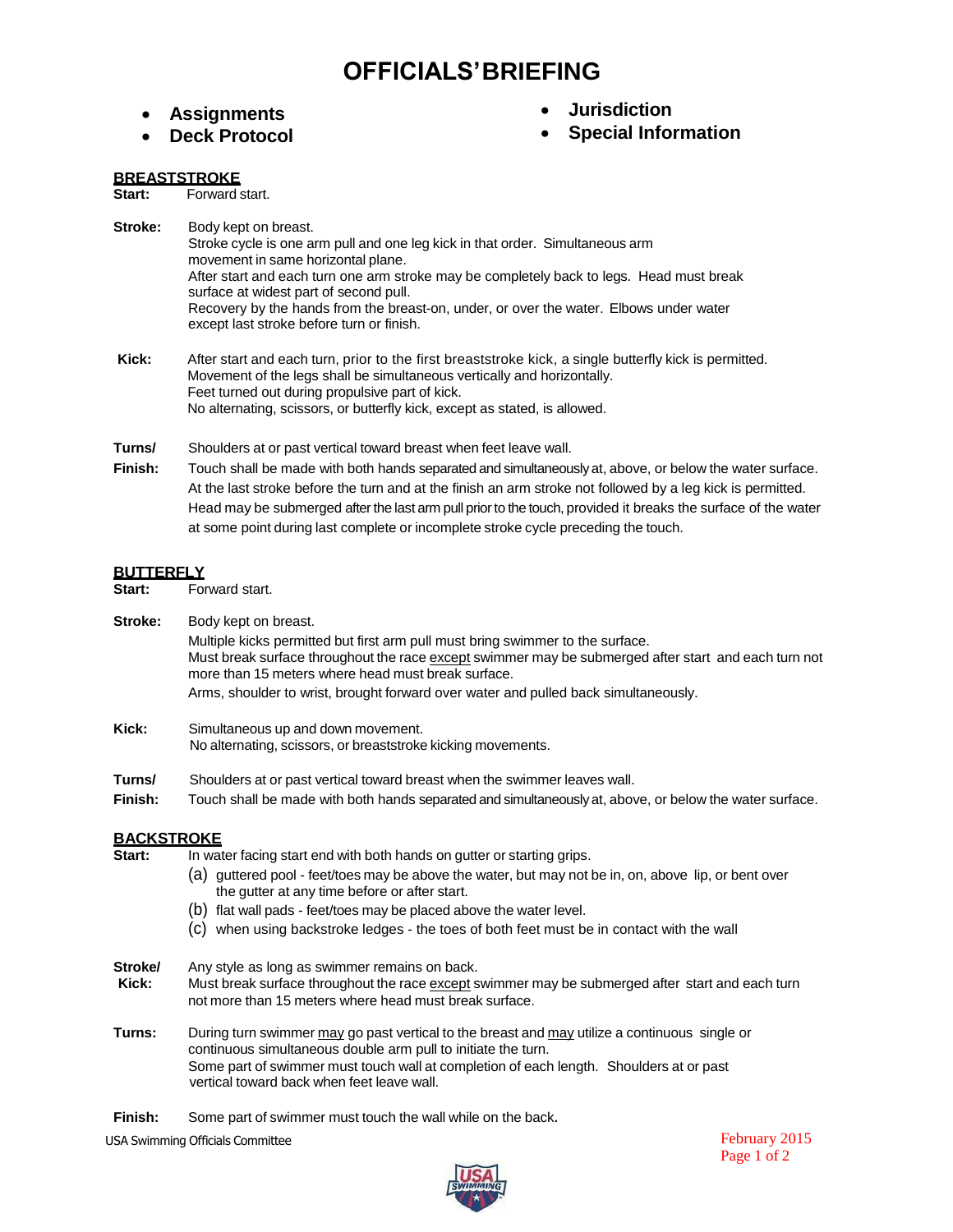# OFFICIALS' BRIEFING

- **Assignments**
- **Deck Protocol**
- **Jurisdiction**
- **Special Information**

## BREASTSTROKE

**Start:** Forward start.

**Stroke:** Body kept on breast.
Stroke cycle is one arm pull and one leg kick in that order. Simultaneous arm movement in same horizontal plane.
After start and each turn one arm stroke may be completely back to legs. Head must break surface at widest part of second pull.
Recovery by the hands from the breast-on, under, or over the water. Elbows under water except last stroke before turn or finish.

**Kick:** After start and each turn, prior to the first breaststroke kick, a single butterfly kick is permitted.
Movement of the legs shall be simultaneous vertically and horizontally.
Feet turned out during propulsive part of kick.
No alternating, scissors, or butterfly kick, except as stated, is allowed.

**Turns/ Finish:** Shoulders at or past vertical toward breast when feet leave wall.
Touch shall be made with both hands separated and simultaneously at, above, or below the water surface.
At the last stroke before the turn and at the finish an arm stroke not followed by a leg kick is permitted.
Head may be submerged after the last arm pull prior to the touch, provided it breaks the surface of the water at some point during last complete or incomplete stroke cycle preceding the touch.

## BUTTERFLY

**Start:** Forward start.

**Stroke:** Body kept on breast.
Multiple kicks permitted but first arm pull must bring swimmer to the surface.
Must break surface throughout the race except swimmer may be submerged after start and each turn not more than 15 meters where head must break surface.
Arms, shoulder to wrist, brought forward over water and pulled back simultaneously.

**Kick:** Simultaneous up and down movement.
No alternating, scissors, or breaststroke kicking movements.

**Turns/ Finish:** Shoulders at or past vertical toward breast when the swimmer leaves wall.
Touch shall be made with both hands separated and simultaneously at, above, or below the water surface.

## BACKSTROKE

**Start:** In water facing start end with both hands on gutter or starting grips.

(a) guttered pool - feet/toes may be above the water, but may not be in, on, above lip, or bent over the gutter at any time before or after start.
(b) flat wall pads - feet/toes may be placed above the water level.
(c) when using backstroke ledges - the toes of both feet must be in contact with the wall

**Stroke/ Kick:** Any style as long as swimmer remains on back.
Must break surface throughout the race except swimmer may be submerged after start and each turn not more than 15 meters where head must break surface.

**Turns:** During turn swimmer may go past vertical to the breast and may utilize a continuous single or continuous simultaneous double arm pull to initiate the turn.
Some part of swimmer must touch wall at completion of each length. Shoulders at or past vertical toward back when feet leave wall.

**Finish:** Some part of swimmer must touch the wall while on the back.

USA Swimming Officials Committee — February 2015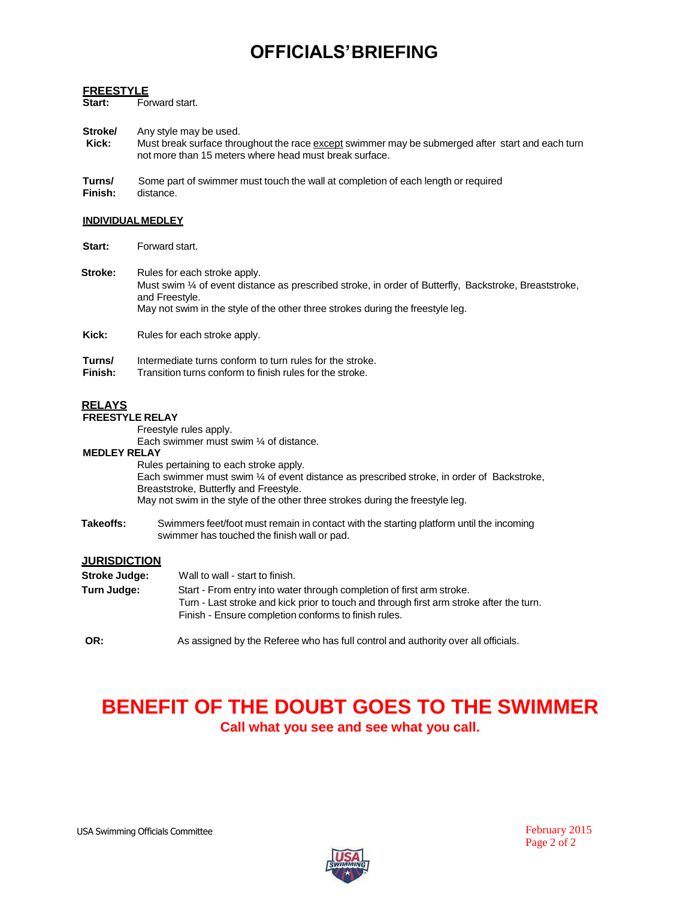# OFFICIALS' BRIEFING

## FREESTYLE

**Start:** Forward start.

**Stroke/ Kick:** Any style may be used.
Must break surface throughout the race except swimmer may be submerged after start and each turn not more than 15 meters where head must break surface.

**Turns/ Finish:** Some part of swimmer must touch the wall at completion of each length or required distance.

## INDIVIDUAL MEDLEY

**Start:** Forward start.

**Stroke:** Rules for each stroke apply.
Must swim ¼ of event distance as prescribed stroke, in order of Butterfly, Backstroke, Breaststroke, and Freestyle.
May not swim in the style of the other three strokes during the freestyle leg.

**Kick:** Rules for each stroke apply.

**Turns/ Finish:** Intermediate turns conform to turn rules for the stroke.
Transition turns conform to finish rules for the stroke.

## RELAYS

### FREESTYLE RELAY

Freestyle rules apply.
Each swimmer must swim ¼ of distance.

### MEDLEY RELAY

Rules pertaining to each stroke apply.
Each swimmer must swim ¼ of event distance as prescribed stroke, in order of Backstroke, Breaststroke, Butterfly and Freestyle.
May not swim in the style of the other three strokes during the freestyle leg.

**Takeoffs:** Swimmers feet/foot must remain in contact with the starting platform until the incoming swimmer has touched the finish wall or pad.

## JURISDICTION

**Stroke Judge:** Wall to wall - start to finish.

**Turn Judge:** Start - From entry into water through completion of first arm stroke.
Turn - Last stroke and kick prior to touch and through first arm stroke after the turn.
Finish - Ensure completion conforms to finish rules.

**OR:** As assigned by the Referee who has full control and authority over all officials.

# BENEFIT OF THE DOUBT GOES TO THE SWIMMER

**Call what you see and see what you call.**

USA Swimming Officials Committee

February 2015